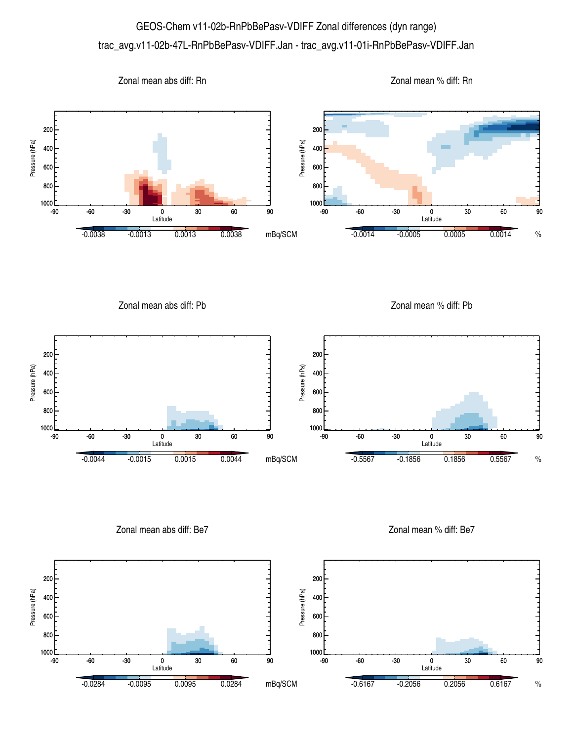# GEOS-Chem v11-02b-RnPbBePasv-VDIFF Zonal differences (dyn range)

trac_avg.v11-02b-47L-RnPbBePasv-VDIFF.Jan - trac_avg.v11-01i-RnPbBePasv-VDIFF.Jan

Zonal mean abs diff: Rn

Pressure (hPa): 200, 400, 600, 800, 1000

Latitude: -90, -60, -30, 0, 30, 60, 90

-0.0038 -0.0013 0.0013 0.0038 mBq/SCM

Zonal mean % diff: Rn

Pressure (hPa): 200, 400, 600, 800, 1000

Latitude: -90, -60, -30, 0, 30, 60, 90

-0.0014 -0.0005 0.0005 0.0014 %

Zonal mean abs diff: Pb

Pressure (hPa): 200, 400, 600, 800, 1000

Latitude: -90, -60, -30, 0, 30, 60, 90

-0.0044 -0.0015 0.0015 0.0044 mBq/SCM

Zonal mean % diff: Pb

Pressure (hPa): 200, 400, 600, 800, 1000

Latitude: -90, -60, -30, 0, 30, 60, 90

-0.5567 -0.1856 0.1856 0.5567 %

Zonal mean abs diff: Be7

Pressure (hPa): 200, 400, 600, 800, 1000

Latitude: -90, -60, -30, 0, 30, 60, 90

-0.0284 -0.0095 0.0095 0.0284 mBq/SCM

Zonal mean % diff: Be7

Pressure (hPa): 200, 400, 600, 800, 1000

Latitude: -90, -60, -30, 0, 30, 60, 90

-0.6167 -0.2056 0.2056 0.6167 %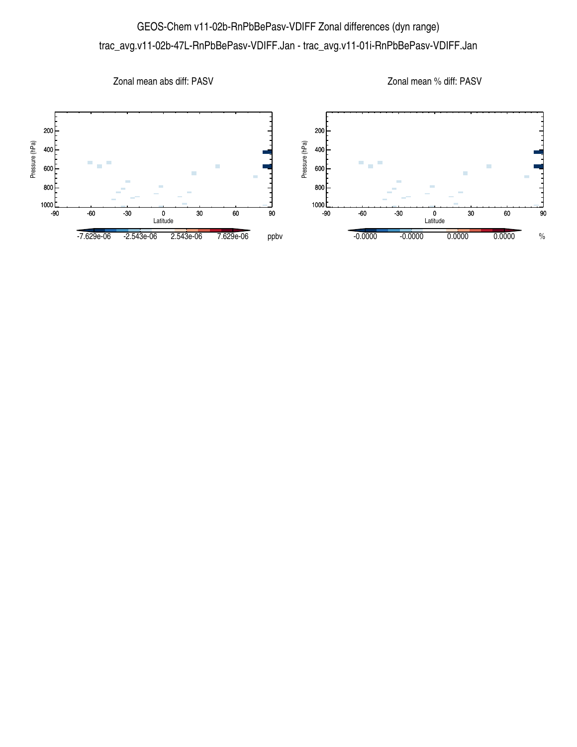GEOS-Chem v11-02b-RnPbBePasv-VDIFF Zonal differences (dyn range)

trac_avg.v11-02b-47L-RnPbBePasv-VDIFF.Jan - trac_avg.v11-01i-RnPbBePasv-VDIFF.Jan

Zonal mean abs diff: PASV

Pressure (hPa)

200
400
600
800
1000

-90 -60 -30 0 30 60 90

Latitude

-7.629e-06 -2.543e-06 2.543e-06 7.629e-06 ppbv

Zonal mean % diff: PASV

Pressure (hPa)

200
400
600
800
1000

-90 -60 -30 0 30 60 90

Latitude

-0.0000 -0.0000 0.0000 0.0000 %